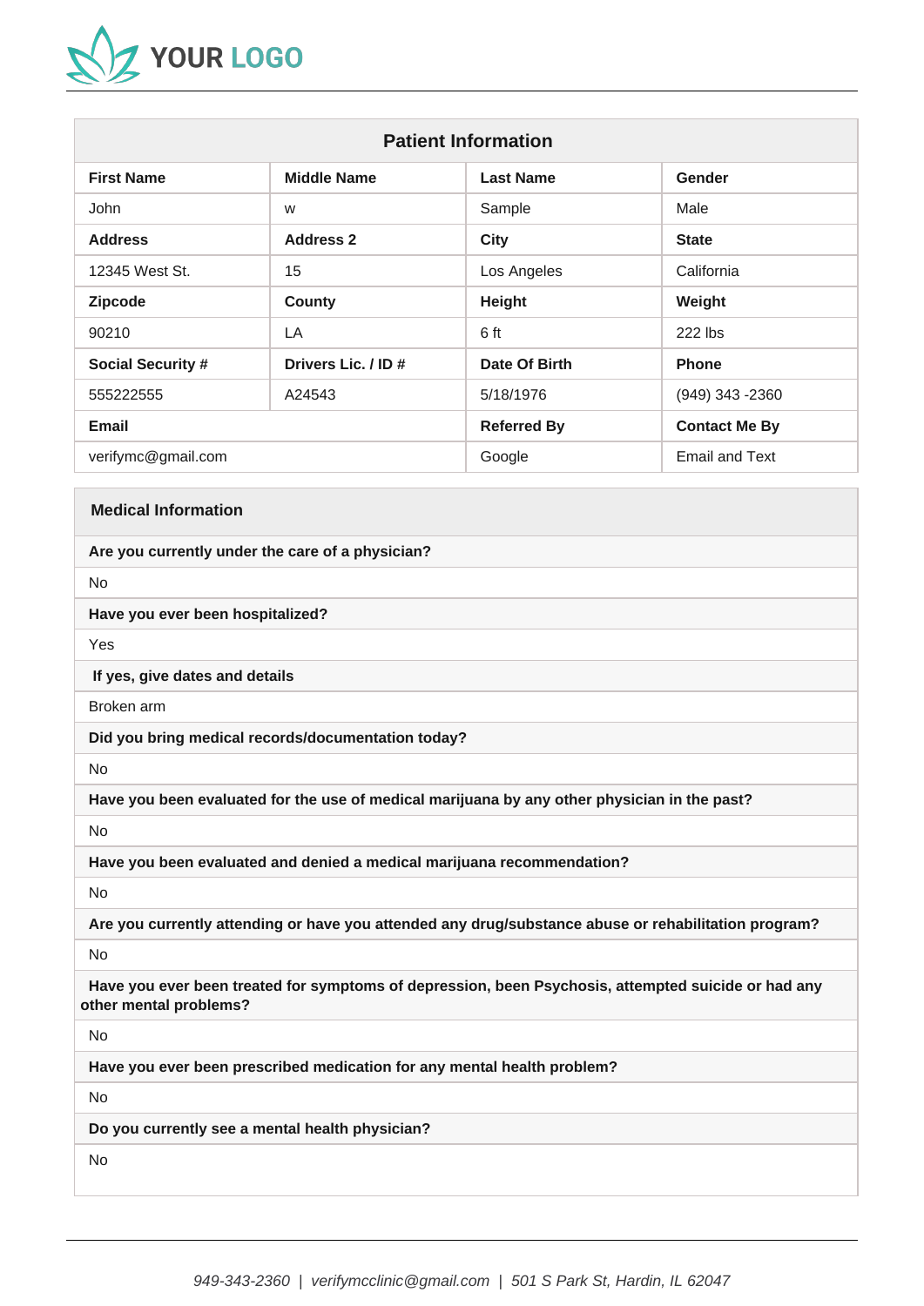YOUR LOGO

## Patient Information

| First Name | Middle Name | Last Name | Gender |
|---|---|---|---|
| John | w | Sample | Male |
| **Address** | **Address 2** | **City** | **State** |
| 12345 West St. | 15 | Los Angeles | California |
| **Zipcode** | **County** | **Height** | **Weight** |
| 90210 | LA | 6 ft | 222 lbs |
| **Social Security #** | **Drivers Lic. / ID #** | **Date Of Birth** | **Phone** |
| 555222555 | A24543 | 5/18/1976 | (949) 343 -2360 |
| **Email** | | **Referred By** | **Contact Me By** |
| verifymc@gmail.com | | Google | Email and Text |

## Medical Information

**Are you currently under the care of a physician?**

No

**Have you ever been hospitalized?**

Yes

**If yes, give dates and details**

Broken arm

**Did you bring medical records/documentation today?**

No

**Have you been evaluated for the use of medical marijuana by any other physician in the past?**

No

**Have you been evaluated and denied a medical marijuana recommendation?**

No

**Are you currently attending or have you attended any drug/substance abuse or rehabilitation program?**

No

**Have you ever been treated for symptoms of depression, been Psychosis, attempted suicide or had any other mental problems?**

No

**Have you ever been prescribed medication for any mental health problem?**

No

**Do you currently see a mental health physician?**

No

*949-343-2360 | verifymcclinic@gmail.com | 501 S Park St, Hardin, IL 62047*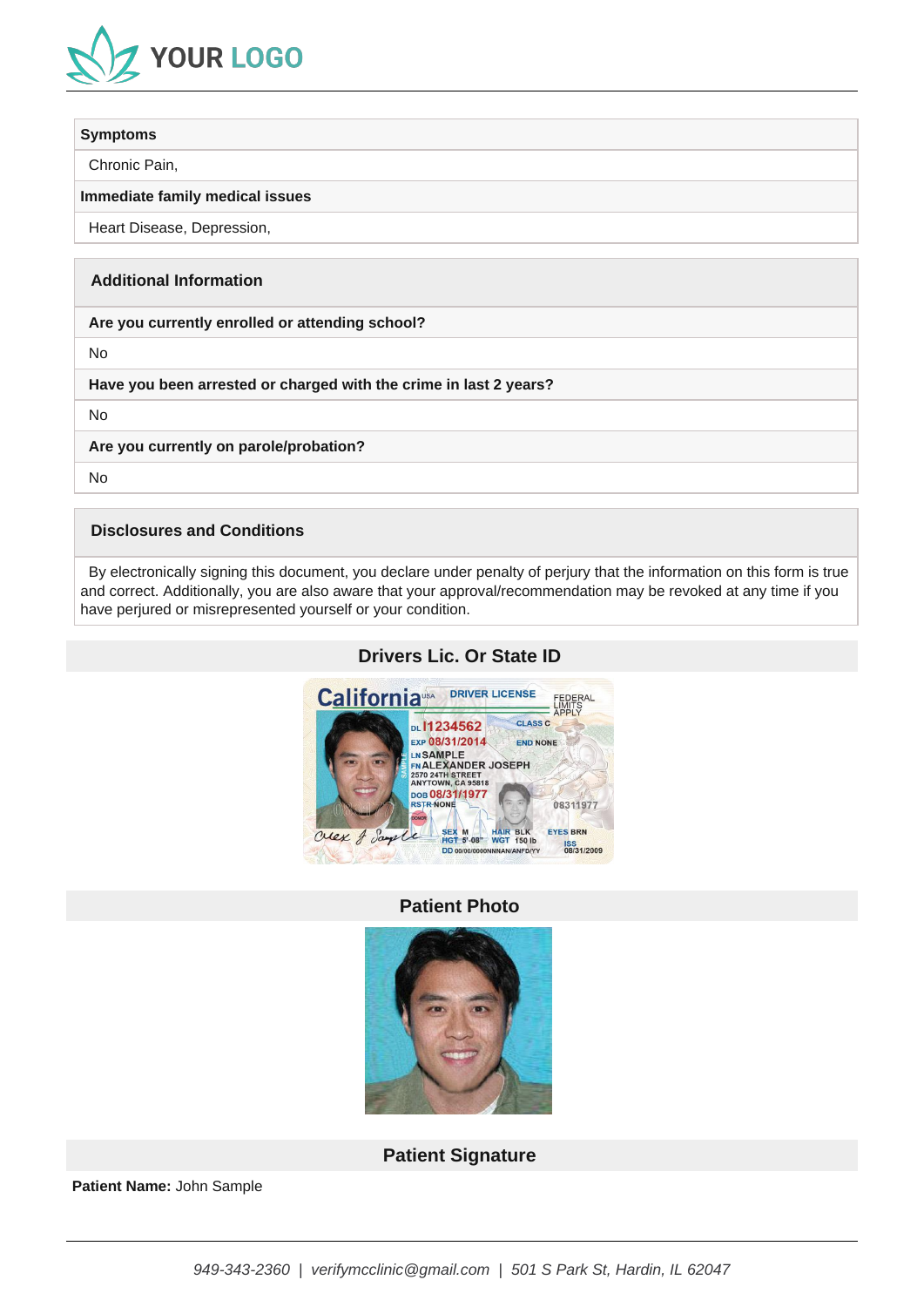| Symptoms |
| --- |
| Chronic Pain, |
| **Immediate family medical issues** |
| Heart Disease, Depression, |

| Additional Information |
| --- |
| **Are you currently enrolled or attending school?** |
| No |
| **Have you been arrested or charged with the crime in last 2 years?** |
| No |
| **Are you currently on parole/probation?** |
| No |

| Disclosures and Conditions |
| --- |
| By electronically signing this document, you declare under penalty of perjury that the information on this form is true and correct. Additionally, you are also aware that your approval/recommendation may be revoked at any time if you have perjured or misrepresented yourself or your condition. |

## Drivers Lic. Or State ID

## Patient Photo

## Patient Signature

**Patient Name:** John Sample

*949-343-2360 | verifymcclinic@gmail.com | 501 S Park St, Hardin, IL 62047*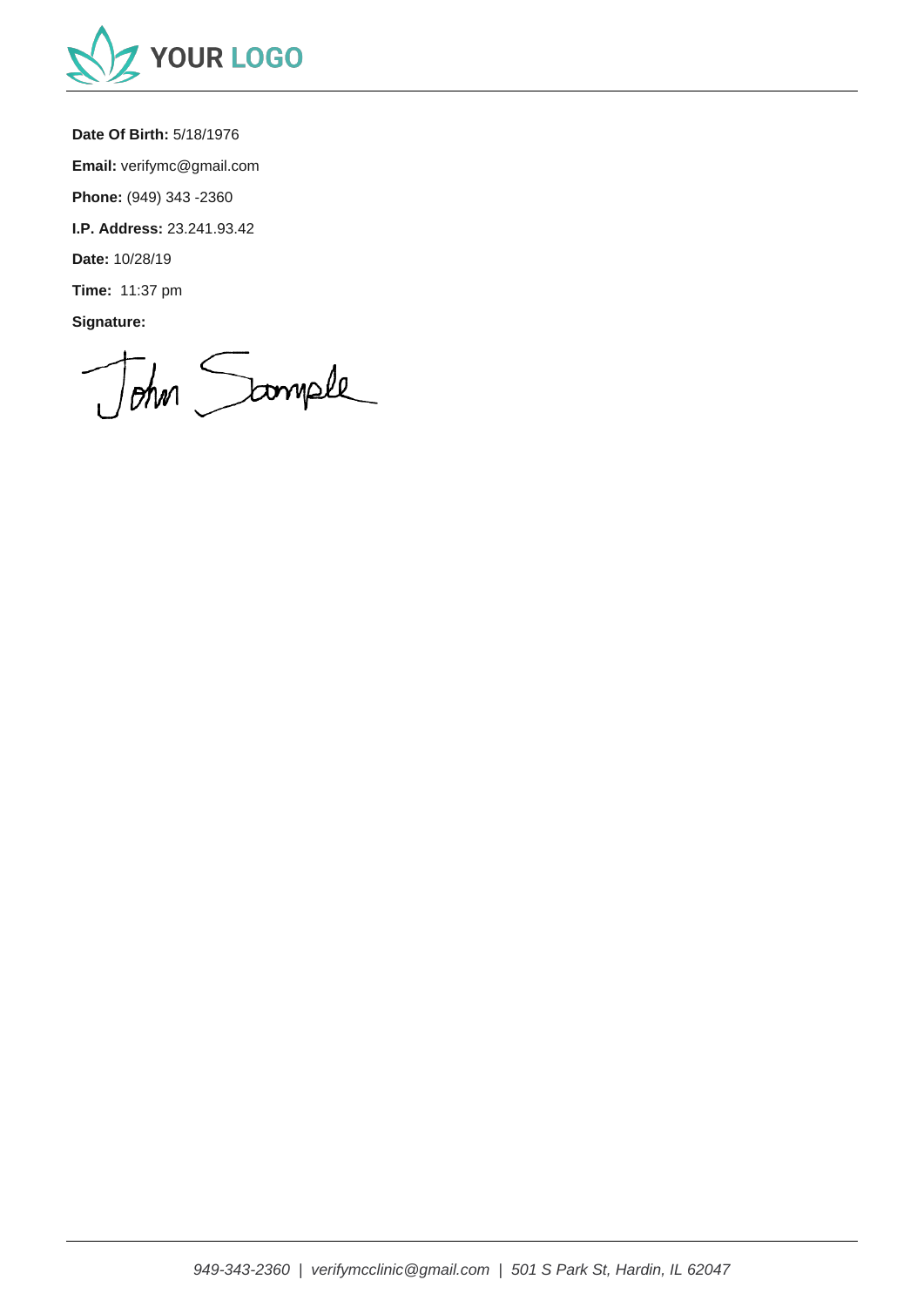**Date Of Birth:** 5/18/1976

**Email:** verifymc@gmail.com

**Phone:** (949) 343 -2360

**I.P. Address:** 23.241.93.42

**Date:** 10/28/19

**Time:** 11:37 pm

**Signature:**